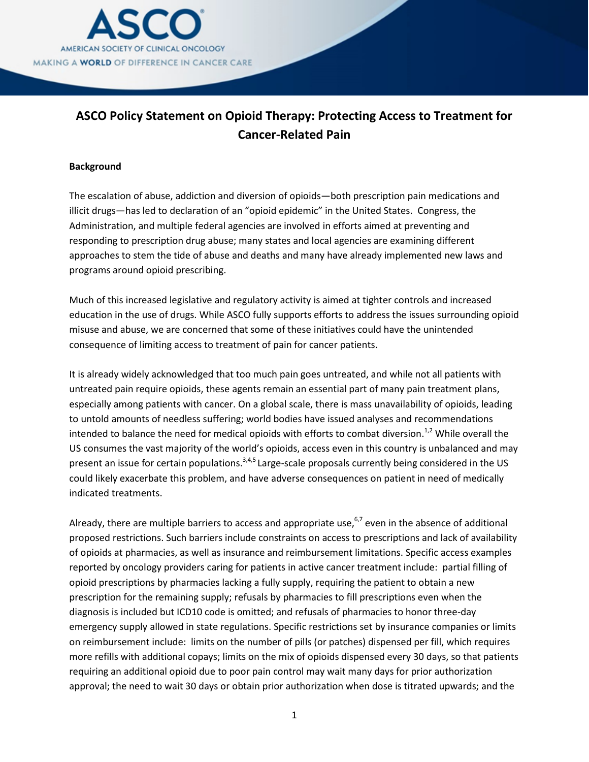ASCO

AMERICAN SOCIETY OF CLINICAL ONCOLOGY

MAKING A **WORLD** OF DIFFERENCE IN CANCER CARE

# ASCO Policy Statement on Opioid Therapy: Protecting Access to Treatment for Cancer-Related Pain

## Background

The escalation of abuse, addiction and diversion of opioids—both prescription pain medications and illicit drugs—has led to declaration of an "opioid epidemic" in the United States. Congress, the Administration, and multiple federal agencies are involved in efforts aimed at preventing and responding to prescription drug abuse; many states and local agencies are examining different approaches to stem the tide of abuse and deaths and many have already implemented new laws and programs around opioid prescribing.

Much of this increased legislative and regulatory activity is aimed at tighter controls and increased education in the use of drugs. While ASCO fully supports efforts to address the issues surrounding opioid misuse and abuse, we are concerned that some of these initiatives could have the unintended consequence of limiting access to treatment of pain for cancer patients.

It is already widely acknowledged that too much pain goes untreated, and while not all patients with untreated pain require opioids, these agents remain an essential part of many pain treatment plans, especially among patients with cancer. On a global scale, there is mass unavailability of opioids, leading to untold amounts of needless suffering; world bodies have issued analyses and recommendations intended to balance the need for medical opioids with efforts to combat diversion.[1,2] While overall the US consumes the vast majority of the world's opioids, access even in this country is unbalanced and may present an issue for certain populations.[3,4,5] Large-scale proposals currently being considered in the US could likely exacerbate this problem, and have adverse consequences on patient in need of medically indicated treatments.

Already, there are multiple barriers to access and appropriate use,[6,7] even in the absence of additional proposed restrictions. Such barriers include constraints on access to prescriptions and lack of availability of opioids at pharmacies, as well as insurance and reimbursement limitations. Specific access examples reported by oncology providers caring for patients in active cancer treatment include: partial filling of opioid prescriptions by pharmacies lacking a fully supply, requiring the patient to obtain a new prescription for the remaining supply; refusals by pharmacies to fill prescriptions even when the diagnosis is included but ICD10 code is omitted; and refusals of pharmacies to honor three-day emergency supply allowed in state regulations. Specific restrictions set by insurance companies or limits on reimbursement include: limits on the number of pills (or patches) dispensed per fill, which requires more refills with additional copays; limits on the mix of opioids dispensed every 30 days, so that patients requiring an additional opioid due to poor pain control may wait many days for prior authorization approval; the need to wait 30 days or obtain prior authorization when dose is titrated upwards; and the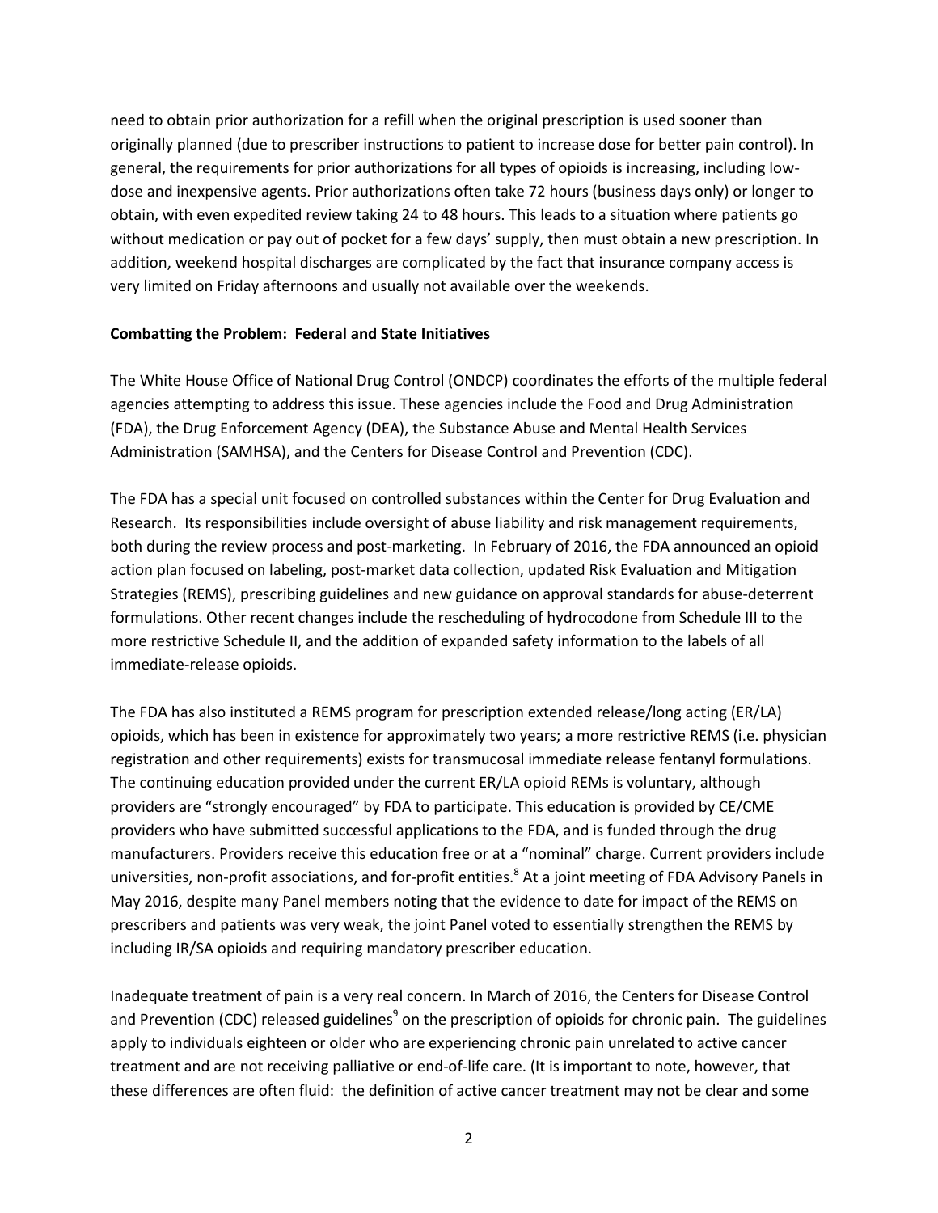need to obtain prior authorization for a refill when the original prescription is used sooner than originally planned (due to prescriber instructions to patient to increase dose for better pain control). In general, the requirements for prior authorizations for all types of opioids is increasing, including low-dose and inexpensive agents. Prior authorizations often take 72 hours (business days only) or longer to obtain, with even expedited review taking 24 to 48 hours. This leads to a situation where patients go without medication or pay out of pocket for a few days' supply, then must obtain a new prescription. In addition, weekend hospital discharges are complicated by the fact that insurance company access is very limited on Friday afternoons and usually not available over the weekends.

**Combatting the Problem: Federal and State Initiatives**

The White House Office of National Drug Control (ONDCP) coordinates the efforts of the multiple federal agencies attempting to address this issue. These agencies include the Food and Drug Administration (FDA), the Drug Enforcement Agency (DEA), the Substance Abuse and Mental Health Services Administration (SAMHSA), and the Centers for Disease Control and Prevention (CDC).

The FDA has a special unit focused on controlled substances within the Center for Drug Evaluation and Research. Its responsibilities include oversight of abuse liability and risk management requirements, both during the review process and post-marketing. In February of 2016, the FDA announced an opioid action plan focused on labeling, post-market data collection, updated Risk Evaluation and Mitigation Strategies (REMS), prescribing guidelines and new guidance on approval standards for abuse-deterrent formulations. Other recent changes include the rescheduling of hydrocodone from Schedule III to the more restrictive Schedule II, and the addition of expanded safety information to the labels of all immediate-release opioids.

The FDA has also instituted a REMS program for prescription extended release/long acting (ER/LA) opioids, which has been in existence for approximately two years; a more restrictive REMS (i.e. physician registration and other requirements) exists for transmucosal immediate release fentanyl formulations. The continuing education provided under the current ER/LA opioid REMs is voluntary, although providers are "strongly encouraged" by FDA to participate. This education is provided by CE/CME providers who have submitted successful applications to the FDA, and is funded through the drug manufacturers. Providers receive this education free or at a "nominal" charge. Current providers include universities, non-profit associations, and for-profit entities.[8] At a joint meeting of FDA Advisory Panels in May 2016, despite many Panel members noting that the evidence to date for impact of the REMS on prescribers and patients was very weak, the joint Panel voted to essentially strengthen the REMS by including IR/SA opioids and requiring mandatory prescriber education.

Inadequate treatment of pain is a very real concern. In March of 2016, the Centers for Disease Control and Prevention (CDC) released guidelines[9] on the prescription of opioids for chronic pain. The guidelines apply to individuals eighteen or older who are experiencing chronic pain unrelated to active cancer treatment and are not receiving palliative or end-of-life care. (It is important to note, however, that these differences are often fluid: the definition of active cancer treatment may not be clear and some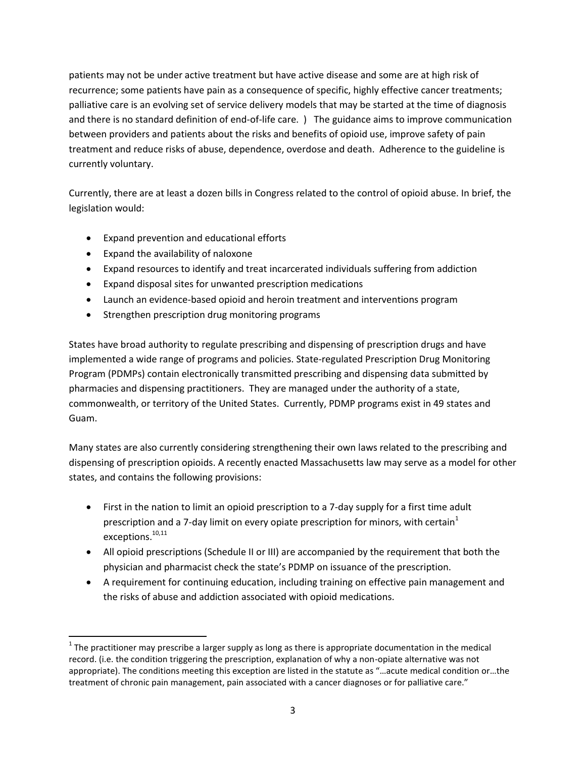patients may not be under active treatment but have active disease and some are at high risk of recurrence; some patients have pain as a consequence of specific, highly effective cancer treatments; palliative care is an evolving set of service delivery models that may be started at the time of diagnosis and there is no standard definition of end-of-life care. ) The guidance aims to improve communication between providers and patients about the risks and benefits of opioid use, improve safety of pain treatment and reduce risks of abuse, dependence, overdose and death. Adherence to the guideline is currently voluntary.

Currently, there are at least a dozen bills in Congress related to the control of opioid abuse. In brief, the legislation would:

- Expand prevention and educational efforts
- Expand the availability of naloxone
- Expand resources to identify and treat incarcerated individuals suffering from addiction
- Expand disposal sites for unwanted prescription medications
- Launch an evidence-based opioid and heroin treatment and interventions program
- Strengthen prescription drug monitoring programs

States have broad authority to regulate prescribing and dispensing of prescription drugs and have implemented a wide range of programs and policies. State-regulated Prescription Drug Monitoring Program (PDMPs) contain electronically transmitted prescribing and dispensing data submitted by pharmacies and dispensing practitioners. They are managed under the authority of a state, commonwealth, or territory of the United States. Currently, PDMP programs exist in 49 states and Guam.

Many states are also currently considering strengthening their own laws related to the prescribing and dispensing of prescription opioids. A recently enacted Massachusetts law may serve as a model for other states, and contains the following provisions:

- First in the nation to limit an opioid prescription to a 7-day supply for a first time adult prescription and a 7-day limit on every opiate prescription for minors, with certain[1] exceptions.[10,11]
- All opioid prescriptions (Schedule II or III) are accompanied by the requirement that both the physician and pharmacist check the state's PDMP on issuance of the prescription.
- A requirement for continuing education, including training on effective pain management and the risks of abuse and addiction associated with opioid medications.

---

[1] The practitioner may prescribe a larger supply as long as there is appropriate documentation in the medical record. (i.e. the condition triggering the prescription, explanation of why a non-opiate alternative was not appropriate). The conditions meeting this exception are listed in the statute as "…acute medical condition or…the treatment of chronic pain management, pain associated with a cancer diagnoses or for palliative care."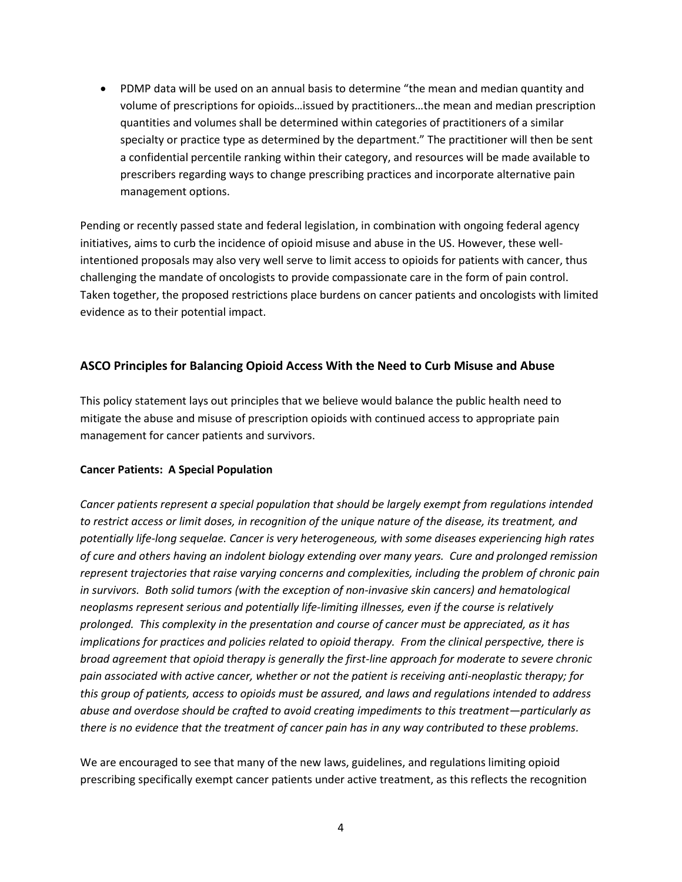- PDMP data will be used on an annual basis to determine "the mean and median quantity and volume of prescriptions for opioids…issued by practitioners…the mean and median prescription quantities and volumes shall be determined within categories of practitioners of a similar specialty or practice type as determined by the department." The practitioner will then be sent a confidential percentile ranking within their category, and resources will be made available to prescribers regarding ways to change prescribing practices and incorporate alternative pain management options.

Pending or recently passed state and federal legislation, in combination with ongoing federal agency initiatives, aims to curb the incidence of opioid misuse and abuse in the US. However, these well-intentioned proposals may also very well serve to limit access to opioids for patients with cancer, thus challenging the mandate of oncologists to provide compassionate care in the form of pain control. Taken together, the proposed restrictions place burdens on cancer patients and oncologists with limited evidence as to their potential impact.

## ASCO Principles for Balancing Opioid Access With the Need to Curb Misuse and Abuse

This policy statement lays out principles that we believe would balance the public health need to mitigate the abuse and misuse of prescription opioids with continued access to appropriate pain management for cancer patients and survivors.

### Cancer Patients: A Special Population

*Cancer patients represent a special population that should be largely exempt from regulations intended to restrict access or limit doses, in recognition of the unique nature of the disease, its treatment, and potentially life-long sequelae. Cancer is very heterogeneous, with some diseases experiencing high rates of cure and others having an indolent biology extending over many years. Cure and prolonged remission represent trajectories that raise varying concerns and complexities, including the problem of chronic pain in survivors. Both solid tumors (with the exception of non-invasive skin cancers) and hematological neoplasms represent serious and potentially life-limiting illnesses, even if the course is relatively prolonged. This complexity in the presentation and course of cancer must be appreciated, as it has implications for practices and policies related to opioid therapy. From the clinical perspective, there is broad agreement that opioid therapy is generally the first-line approach for moderate to severe chronic pain associated with active cancer, whether or not the patient is receiving anti-neoplastic therapy; for this group of patients, access to opioids must be assured, and laws and regulations intended to address abuse and overdose should be crafted to avoid creating impediments to this treatment—particularly as there is no evidence that the treatment of cancer pain has in any way contributed to these problems.*

We are encouraged to see that many of the new laws, guidelines, and regulations limiting opioid prescribing specifically exempt cancer patients under active treatment, as this reflects the recognition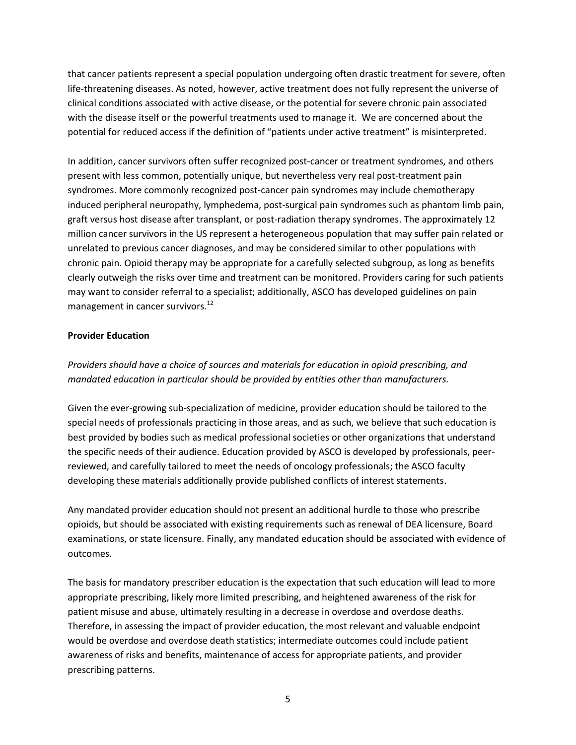that cancer patients represent a special population undergoing often drastic treatment for severe, often life-threatening diseases. As noted, however, active treatment does not fully represent the universe of clinical conditions associated with active disease, or the potential for severe chronic pain associated with the disease itself or the powerful treatments used to manage it. We are concerned about the potential for reduced access if the definition of "patients under active treatment" is misinterpreted.

In addition, cancer survivors often suffer recognized post-cancer or treatment syndromes, and others present with less common, potentially unique, but nevertheless very real post-treatment pain syndromes. More commonly recognized post-cancer pain syndromes may include chemotherapy induced peripheral neuropathy, lymphedema, post-surgical pain syndromes such as phantom limb pain, graft versus host disease after transplant, or post-radiation therapy syndromes. The approximately 12 million cancer survivors in the US represent a heterogeneous population that may suffer pain related or unrelated to previous cancer diagnoses, and may be considered similar to other populations with chronic pain. Opioid therapy may be appropriate for a carefully selected subgroup, as long as benefits clearly outweigh the risks over time and treatment can be monitored. Providers caring for such patients may want to consider referral to a specialist; additionally, ASCO has developed guidelines on pain management in cancer survivors.[12]

**Provider Education**

*Providers should have a choice of sources and materials for education in opioid prescribing, and mandated education in particular should be provided by entities other than manufacturers.*

Given the ever-growing sub-specialization of medicine, provider education should be tailored to the special needs of professionals practicing in those areas, and as such, we believe that such education is best provided by bodies such as medical professional societies or other organizations that understand the specific needs of their audience. Education provided by ASCO is developed by professionals, peer-reviewed, and carefully tailored to meet the needs of oncology professionals; the ASCO faculty developing these materials additionally provide published conflicts of interest statements.

Any mandated provider education should not present an additional hurdle to those who prescribe opioids, but should be associated with existing requirements such as renewal of DEA licensure, Board examinations, or state licensure. Finally, any mandated education should be associated with evidence of outcomes.

The basis for mandatory prescriber education is the expectation that such education will lead to more appropriate prescribing, likely more limited prescribing, and heightened awareness of the risk for patient misuse and abuse, ultimately resulting in a decrease in overdose and overdose deaths. Therefore, in assessing the impact of provider education, the most relevant and valuable endpoint would be overdose and overdose death statistics; intermediate outcomes could include patient awareness of risks and benefits, maintenance of access for appropriate patients, and provider prescribing patterns.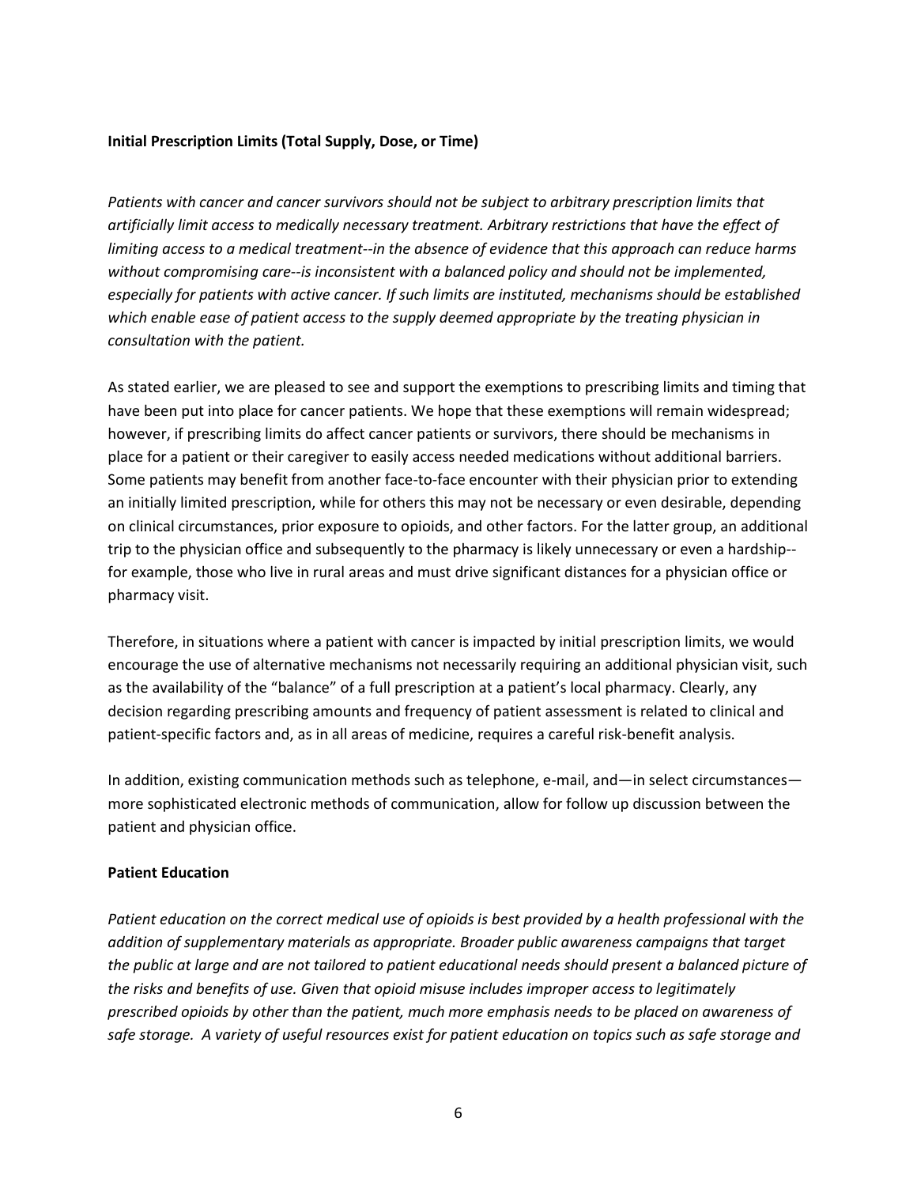**Initial Prescription Limits (Total Supply, Dose, or Time)**

*Patients with cancer and cancer survivors should not be subject to arbitrary prescription limits that artificially limit access to medically necessary treatment. Arbitrary restrictions that have the effect of limiting access to a medical treatment--in the absence of evidence that this approach can reduce harms without compromising care--is inconsistent with a balanced policy and should not be implemented, especially for patients with active cancer. If such limits are instituted, mechanisms should be established which enable ease of patient access to the supply deemed appropriate by the treating physician in consultation with the patient.*

As stated earlier, we are pleased to see and support the exemptions to prescribing limits and timing that have been put into place for cancer patients. We hope that these exemptions will remain widespread; however, if prescribing limits do affect cancer patients or survivors, there should be mechanisms in place for a patient or their caregiver to easily access needed medications without additional barriers. Some patients may benefit from another face-to-face encounter with their physician prior to extending an initially limited prescription, while for others this may not be necessary or even desirable, depending on clinical circumstances, prior exposure to opioids, and other factors. For the latter group, an additional trip to the physician office and subsequently to the pharmacy is likely unnecessary or even a hardship--for example, those who live in rural areas and must drive significant distances for a physician office or pharmacy visit.

Therefore, in situations where a patient with cancer is impacted by initial prescription limits, we would encourage the use of alternative mechanisms not necessarily requiring an additional physician visit, such as the availability of the "balance" of a full prescription at a patient's local pharmacy. Clearly, any decision regarding prescribing amounts and frequency of patient assessment is related to clinical and patient-specific factors and, as in all areas of medicine, requires a careful risk-benefit analysis.

In addition, existing communication methods such as telephone, e-mail, and—in select circumstances—more sophisticated electronic methods of communication, allow for follow up discussion between the patient and physician office.

**Patient Education**

*Patient education on the correct medical use of opioids is best provided by a health professional with the addition of supplementary materials as appropriate. Broader public awareness campaigns that target the public at large and are not tailored to patient educational needs should present a balanced picture of the risks and benefits of use. Given that opioid misuse includes improper access to legitimately prescribed opioids by other than the patient, much more emphasis needs to be placed on awareness of safe storage. A variety of useful resources exist for patient education on topics such as safe storage and*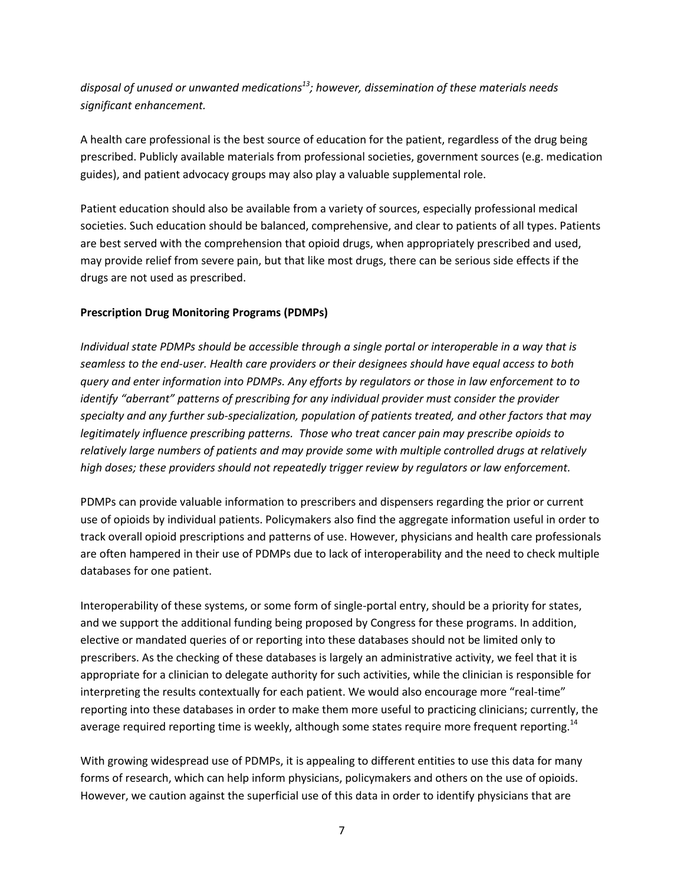*disposal of unused or unwanted medications[13]; however, dissemination of these materials needs significant enhancement.*

A health care professional is the best source of education for the patient, regardless of the drug being prescribed. Publicly available materials from professional societies, government sources (e.g. medication guides), and patient advocacy groups may also play a valuable supplemental role.

Patient education should also be available from a variety of sources, especially professional medical societies. Such education should be balanced, comprehensive, and clear to patients of all types. Patients are best served with the comprehension that opioid drugs, when appropriately prescribed and used, may provide relief from severe pain, but that like most drugs, there can be serious side effects if the drugs are not used as prescribed.

**Prescription Drug Monitoring Programs (PDMPs)**

*Individual state PDMPs should be accessible through a single portal or interoperable in a way that is seamless to the end-user. Health care providers or their designees should have equal access to both query and enter information into PDMPs. Any efforts by regulators or those in law enforcement to to identify "aberrant" patterns of prescribing for any individual provider must consider the provider specialty and any further sub-specialization, population of patients treated, and other factors that may legitimately influence prescribing patterns. Those who treat cancer pain may prescribe opioids to relatively large numbers of patients and may provide some with multiple controlled drugs at relatively high doses; these providers should not repeatedly trigger review by regulators or law enforcement.*

PDMPs can provide valuable information to prescribers and dispensers regarding the prior or current use of opioids by individual patients. Policymakers also find the aggregate information useful in order to track overall opioid prescriptions and patterns of use. However, physicians and health care professionals are often hampered in their use of PDMPs due to lack of interoperability and the need to check multiple databases for one patient.

Interoperability of these systems, or some form of single-portal entry, should be a priority for states, and we support the additional funding being proposed by Congress for these programs. In addition, elective or mandated queries of or reporting into these databases should not be limited only to prescribers. As the checking of these databases is largely an administrative activity, we feel that it is appropriate for a clinician to delegate authority for such activities, while the clinician is responsible for interpreting the results contextually for each patient. We would also encourage more "real-time" reporting into these databases in order to make them more useful to practicing clinicians; currently, the average required reporting time is weekly, although some states require more frequent reporting.[14]

With growing widespread use of PDMPs, it is appealing to different entities to use this data for many forms of research, which can help inform physicians, policymakers and others on the use of opioids. However, we caution against the superficial use of this data in order to identify physicians that are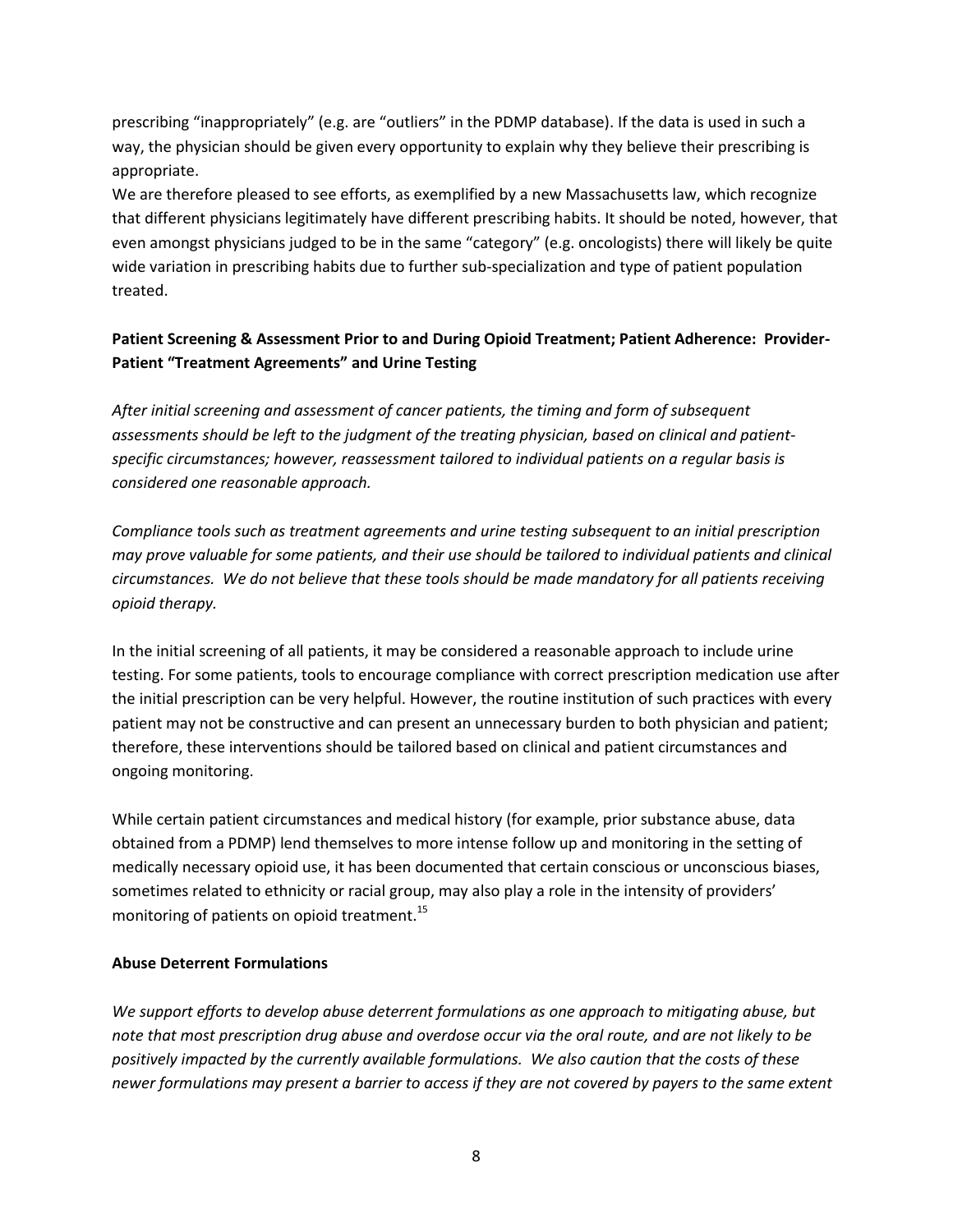prescribing "inappropriately" (e.g. are "outliers" in the PDMP database). If the data is used in such a way, the physician should be given every opportunity to explain why they believe their prescribing is appropriate.

We are therefore pleased to see efforts, as exemplified by a new Massachusetts law, which recognize that different physicians legitimately have different prescribing habits. It should be noted, however, that even amongst physicians judged to be in the same "category" (e.g. oncologists) there will likely be quite wide variation in prescribing habits due to further sub-specialization and type of patient population treated.

**Patient Screening & Assessment Prior to and During Opioid Treatment; Patient Adherence: Provider-Patient "Treatment Agreements" and Urine Testing**

*After initial screening and assessment of cancer patients, the timing and form of subsequent assessments should be left to the judgment of the treating physician, based on clinical and patient-specific circumstances; however, reassessment tailored to individual patients on a regular basis is considered one reasonable approach.*

*Compliance tools such as treatment agreements and urine testing subsequent to an initial prescription may prove valuable for some patients, and their use should be tailored to individual patients and clinical circumstances. We do not believe that these tools should be made mandatory for all patients receiving opioid therapy.*

In the initial screening of all patients, it may be considered a reasonable approach to include urine testing. For some patients, tools to encourage compliance with correct prescription medication use after the initial prescription can be very helpful. However, the routine institution of such practices with every patient may not be constructive and can present an unnecessary burden to both physician and patient; therefore, these interventions should be tailored based on clinical and patient circumstances and ongoing monitoring.

While certain patient circumstances and medical history (for example, prior substance abuse, data obtained from a PDMP) lend themselves to more intense follow up and monitoring in the setting of medically necessary opioid use, it has been documented that certain conscious or unconscious biases, sometimes related to ethnicity or racial group, may also play a role in the intensity of providers' monitoring of patients on opioid treatment.[15]

**Abuse Deterrent Formulations**

*We support efforts to develop abuse deterrent formulations as one approach to mitigating abuse, but note that most prescription drug abuse and overdose occur via the oral route, and are not likely to be positively impacted by the currently available formulations. We also caution that the costs of these newer formulations may present a barrier to access if they are not covered by payers to the same extent*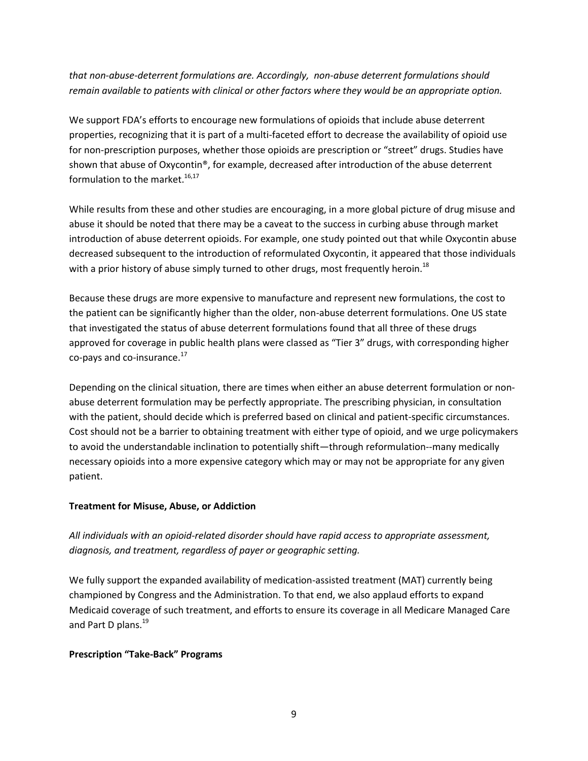*that non-abuse-deterrent formulations are. Accordingly,  non-abuse deterrent formulations should remain available to patients with clinical or other factors where they would be an appropriate option.*

We support FDA's efforts to encourage new formulations of opioids that include abuse deterrent properties, recognizing that it is part of a multi-faceted effort to decrease the availability of opioid use for non-prescription purposes, whether those opioids are prescription or "street" drugs. Studies have shown that abuse of Oxycontin®, for example, decreased after introduction of the abuse deterrent formulation to the market.[16,17]

While results from these and other studies are encouraging, in a more global picture of drug misuse and abuse it should be noted that there may be a caveat to the success in curbing abuse through market introduction of abuse deterrent opioids. For example, one study pointed out that while Oxycontin abuse decreased subsequent to the introduction of reformulated Oxycontin, it appeared that those individuals with a prior history of abuse simply turned to other drugs, most frequently heroin.[18]

Because these drugs are more expensive to manufacture and represent new formulations, the cost to the patient can be significantly higher than the older, non-abuse deterrent formulations. One US state that investigated the status of abuse deterrent formulations found that all three of these drugs approved for coverage in public health plans were classed as "Tier 3" drugs, with corresponding higher co-pays and co-insurance.[17]

Depending on the clinical situation, there are times when either an abuse deterrent formulation or non-abuse deterrent formulation may be perfectly appropriate. The prescribing physician, in consultation with the patient, should decide which is preferred based on clinical and patient-specific circumstances. Cost should not be a barrier to obtaining treatment with either type of opioid, and we urge policymakers to avoid the understandable inclination to potentially shift—through reformulation--many medically necessary opioids into a more expensive category which may or may not be appropriate for any given patient.

**Treatment for Misuse, Abuse, or Addiction**

*All individuals with an opioid-related disorder should have rapid access to appropriate assessment, diagnosis, and treatment, regardless of payer or geographic setting.*

We fully support the expanded availability of medication-assisted treatment (MAT) currently being championed by Congress and the Administration. To that end, we also applaud efforts to expand Medicaid coverage of such treatment, and efforts to ensure its coverage in all Medicare Managed Care and Part D plans.[19]

**Prescription "Take-Back" Programs**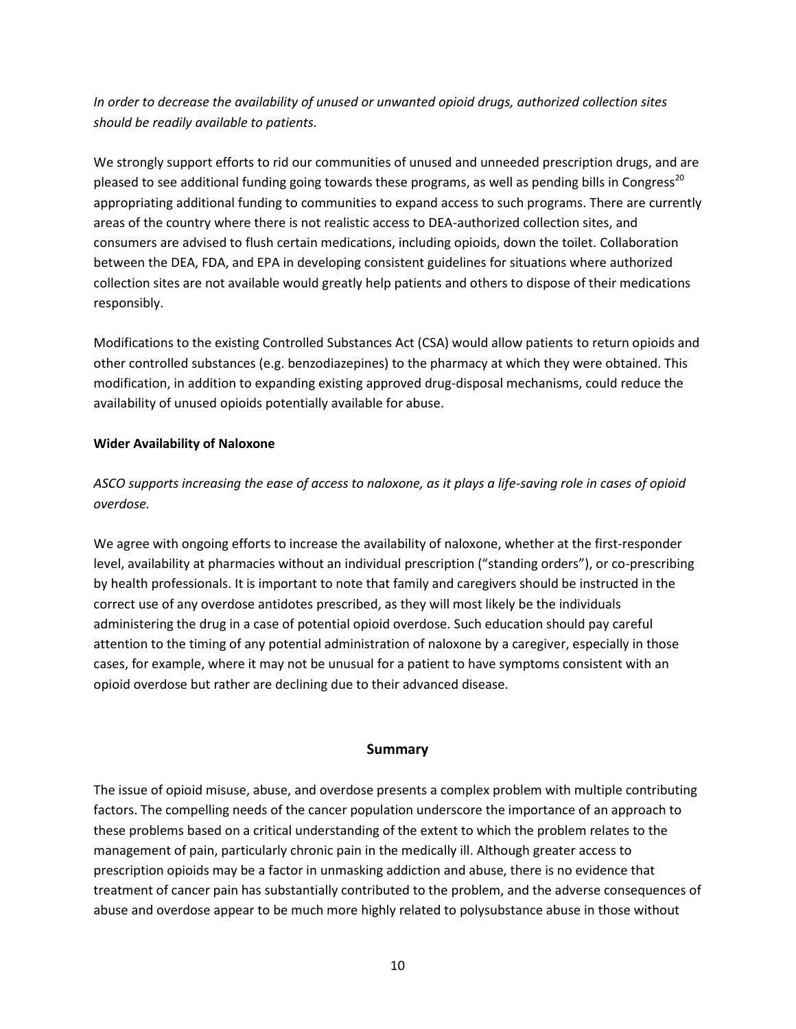*In order to decrease the availability of unused or unwanted opioid drugs, authorized collection sites should be readily available to patients.*

We strongly support efforts to rid our communities of unused and unneeded prescription drugs, and are pleased to see additional funding going towards these programs, as well as pending bills in Congress[20] appropriating additional funding to communities to expand access to such programs. There are currently areas of the country where there is not realistic access to DEA-authorized collection sites, and consumers are advised to flush certain medications, including opioids, down the toilet. Collaboration between the DEA, FDA, and EPA in developing consistent guidelines for situations where authorized collection sites are not available would greatly help patients and others to dispose of their medications responsibly.

Modifications to the existing Controlled Substances Act (CSA) would allow patients to return opioids and other controlled substances (e.g. benzodiazepines) to the pharmacy at which they were obtained. This modification, in addition to expanding existing approved drug-disposal mechanisms, could reduce the availability of unused opioids potentially available for abuse.

**Wider Availability of Naloxone**

*ASCO supports increasing the ease of access to naloxone, as it plays a life-saving role in cases of opioid overdose.*

We agree with ongoing efforts to increase the availability of naloxone, whether at the first-responder level, availability at pharmacies without an individual prescription ("standing orders"), or co-prescribing by health professionals. It is important to note that family and caregivers should be instructed in the correct use of any overdose antidotes prescribed, as they will most likely be the individuals administering the drug in a case of potential opioid overdose. Such education should pay careful attention to the timing of any potential administration of naloxone by a caregiver, especially in those cases, for example, where it may not be unusual for a patient to have symptoms consistent with an opioid overdose but rather are declining due to their advanced disease.

## Summary

The issue of opioid misuse, abuse, and overdose presents a complex problem with multiple contributing factors. The compelling needs of the cancer population underscore the importance of an approach to these problems based on a critical understanding of the extent to which the problem relates to the management of pain, particularly chronic pain in the medically ill. Although greater access to prescription opioids may be a factor in unmasking addiction and abuse, there is no evidence that treatment of cancer pain has substantially contributed to the problem, and the adverse consequences of abuse and overdose appear to be much more highly related to polysubstance abuse in those without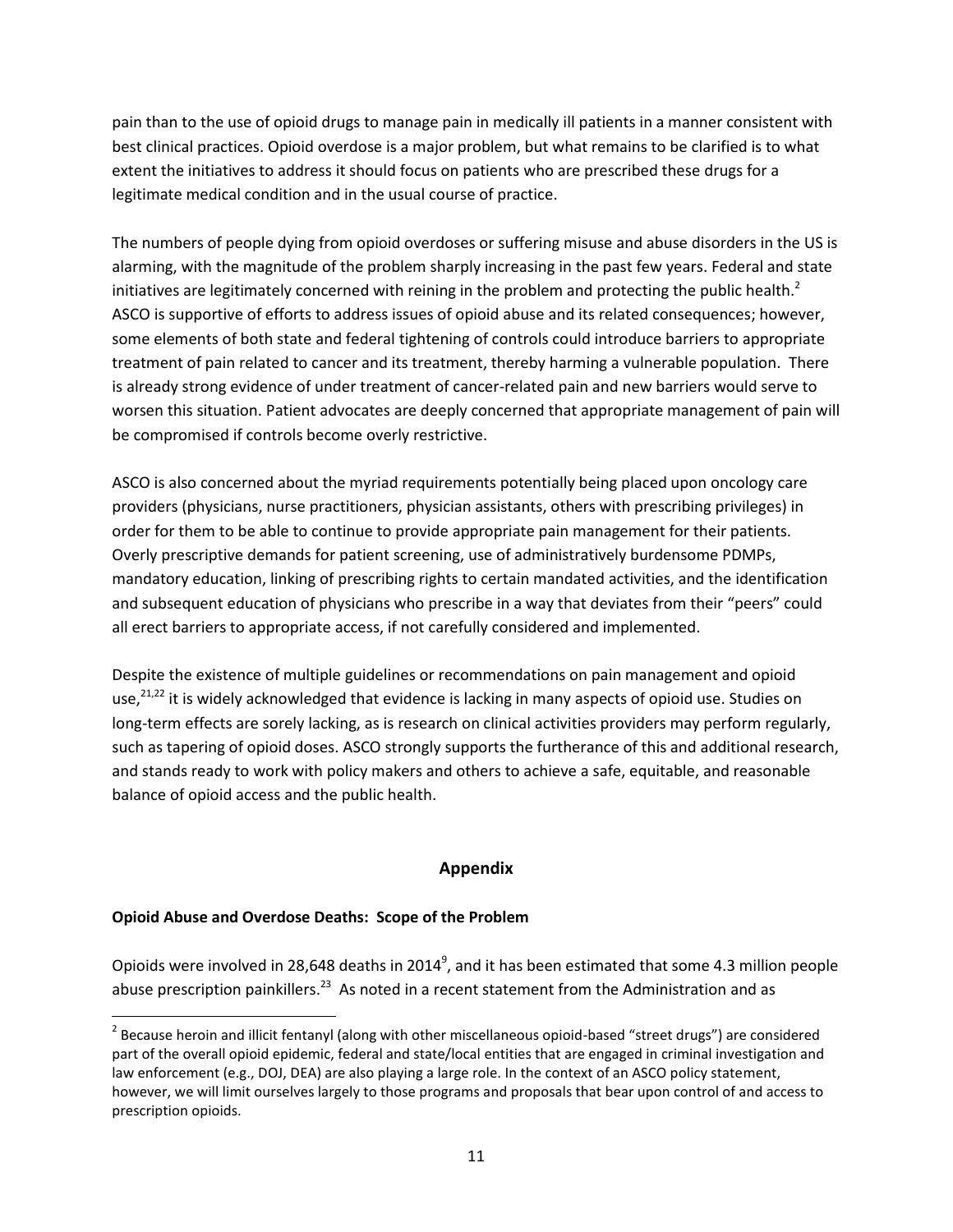pain than to the use of opioid drugs to manage pain in medically ill patients in a manner consistent with best clinical practices. Opioid overdose is a major problem, but what remains to be clarified is to what extent the initiatives to address it should focus on patients who are prescribed these drugs for a legitimate medical condition and in the usual course of practice.

The numbers of people dying from opioid overdoses or suffering misuse and abuse disorders in the US is alarming, with the magnitude of the problem sharply increasing in the past few years. Federal and state initiatives are legitimately concerned with reining in the problem and protecting the public health.[2] ASCO is supportive of efforts to address issues of opioid abuse and its related consequences; however, some elements of both state and federal tightening of controls could introduce barriers to appropriate treatment of pain related to cancer and its treatment, thereby harming a vulnerable population. There is already strong evidence of under treatment of cancer-related pain and new barriers would serve to worsen this situation. Patient advocates are deeply concerned that appropriate management of pain will be compromised if controls become overly restrictive.

ASCO is also concerned about the myriad requirements potentially being placed upon oncology care providers (physicians, nurse practitioners, physician assistants, others with prescribing privileges) in order for them to be able to continue to provide appropriate pain management for their patients. Overly prescriptive demands for patient screening, use of administratively burdensome PDMPs, mandatory education, linking of prescribing rights to certain mandated activities, and the identification and subsequent education of physicians who prescribe in a way that deviates from their "peers" could all erect barriers to appropriate access, if not carefully considered and implemented.

Despite the existence of multiple guidelines or recommendations on pain management and opioid use,[21,22] it is widely acknowledged that evidence is lacking in many aspects of opioid use. Studies on long-term effects are sorely lacking, as is research on clinical activities providers may perform regularly, such as tapering of opioid doses. ASCO strongly supports the furtherance of this and additional research, and stands ready to work with policy makers and others to achieve a safe, equitable, and reasonable balance of opioid access and the public health.

## Appendix

**Opioid Abuse and Overdose Deaths: Scope of the Problem**

Opioids were involved in 28,648 deaths in 2014[9], and it has been estimated that some 4.3 million people abuse prescription painkillers.[23] As noted in a recent statement from the Administration and as

[2] Because heroin and illicit fentanyl (along with other miscellaneous opioid-based "street drugs") are considered part of the overall opioid epidemic, federal and state/local entities that are engaged in criminal investigation and law enforcement (e.g., DOJ, DEA) are also playing a large role. In the context of an ASCO policy statement, however, we will limit ourselves largely to those programs and proposals that bear upon control of and access to prescription opioids.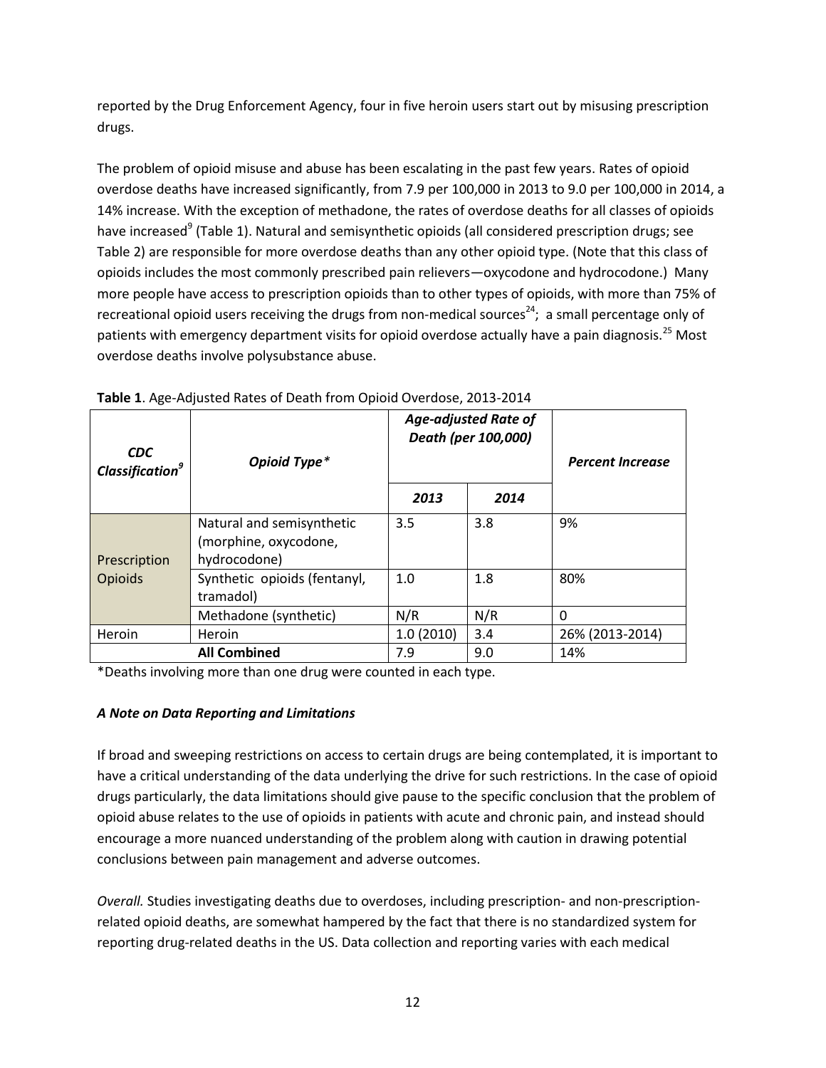reported by the Drug Enforcement Agency, four in five heroin users start out by misusing prescription drugs.

The problem of opioid misuse and abuse has been escalating in the past few years. Rates of opioid overdose deaths have increased significantly, from 7.9 per 100,000 in 2013 to 9.0 per 100,000 in 2014, a 14% increase. With the exception of methadone, the rates of overdose deaths for all classes of opioids have increased[9] (Table 1). Natural and semisynthetic opioids (all considered prescription drugs; see Table 2) are responsible for more overdose deaths than any other opioid type. (Note that this class of opioids includes the most commonly prescribed pain relievers—oxycodone and hydrocodone.) Many more people have access to prescription opioids than to other types of opioids, with more than 75% of recreational opioid users receiving the drugs from non-medical sources[24]; a small percentage only of patients with emergency department visits for opioid overdose actually have a pain diagnosis.[25] Most overdose deaths involve polysubstance abuse.

**Table 1**. Age-Adjusted Rates of Death from Opioid Overdose, 2013-2014

| ***CDC Classification***[9] | ***Opioid Type**** | ***Age-adjusted Rate of Death (per 100,000)*** | | ***Percent Increase*** |
|---|---|---|---|---|
| | | ***2013*** | ***2014*** | |
| Prescription Opioids | Natural and semisynthetic (morphine, oxycodone, hydrocodone) | 3.5 | 3.8 | 9% |
| | Synthetic opioids (fentanyl, tramadol) | 1.0 | 1.8 | 80% |
| | Methadone (synthetic) | N/R | N/R | 0 |
| Heroin | Heroin | 1.0 (2010) | 3.4 | 26% (2013-2014) |
| **All Combined** | | 7.9 | 9.0 | 14% |

*Deaths involving more than one drug were counted in each type.

***A Note on Data Reporting and Limitations***

If broad and sweeping restrictions on access to certain drugs are being contemplated, it is important to have a critical understanding of the data underlying the drive for such restrictions. In the case of opioid drugs particularly, the data limitations should give pause to the specific conclusion that the problem of opioid abuse relates to the use of opioids in patients with acute and chronic pain, and instead should encourage a more nuanced understanding of the problem along with caution in drawing potential conclusions between pain management and adverse outcomes.

*Overall.* Studies investigating deaths due to overdoses, including prescription- and non-prescription-related opioid deaths, are somewhat hampered by the fact that there is no standardized system for reporting drug-related deaths in the US. Data collection and reporting varies with each medical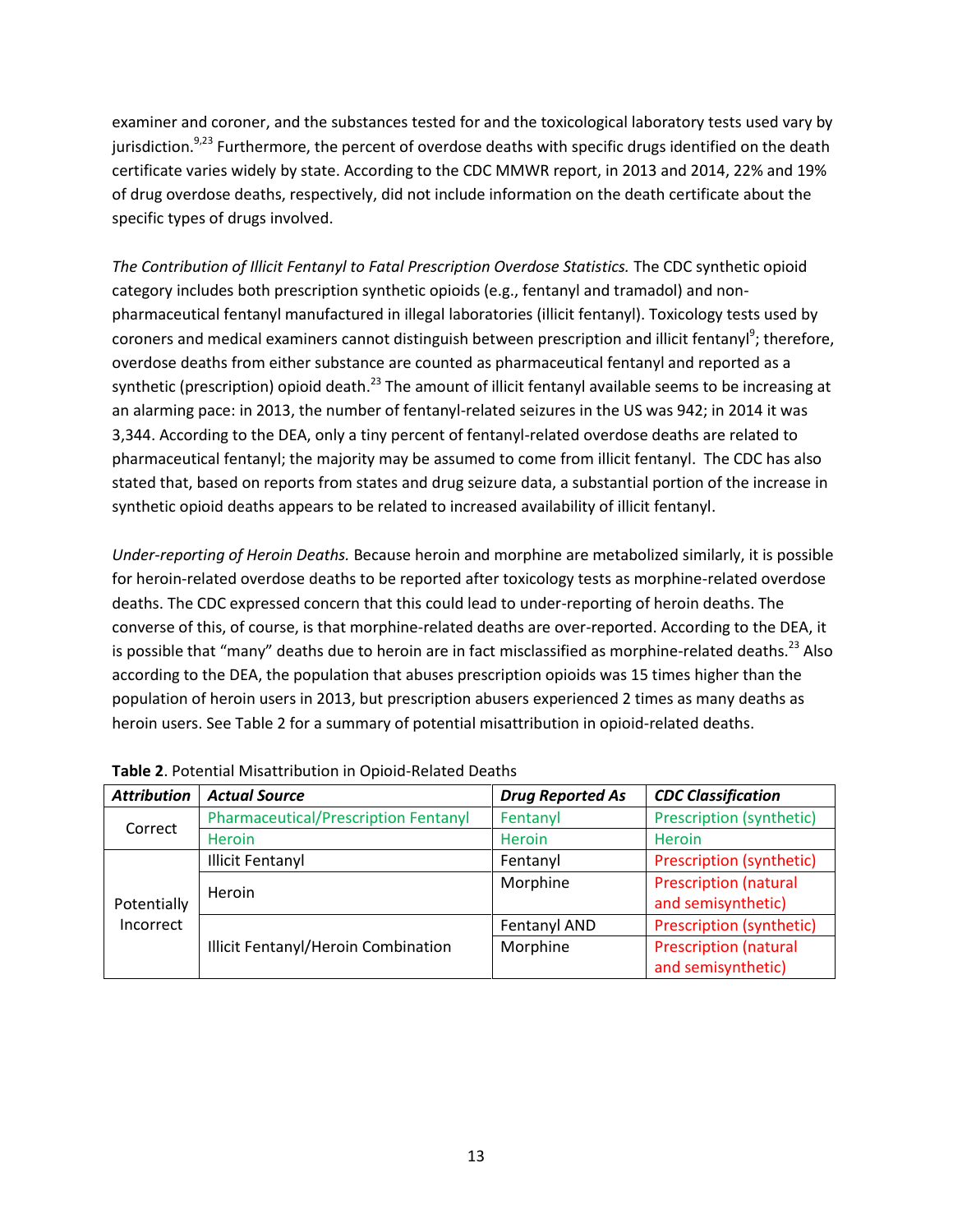examiner and coroner, and the substances tested for and the toxicological laboratory tests used vary by jurisdiction.[9,23] Furthermore, the percent of overdose deaths with specific drugs identified on the death certificate varies widely by state. According to the CDC MMWR report, in 2013 and 2014, 22% and 19% of drug overdose deaths, respectively, did not include information on the death certificate about the specific types of drugs involved.

*The Contribution of Illicit Fentanyl to Fatal Prescription Overdose Statistics.* The CDC synthetic opioid category includes both prescription synthetic opioids (e.g., fentanyl and tramadol) and non-pharmaceutical fentanyl manufactured in illegal laboratories (illicit fentanyl). Toxicology tests used by coroners and medical examiners cannot distinguish between prescription and illicit fentanyl[9]; therefore, overdose deaths from either substance are counted as pharmaceutical fentanyl and reported as a synthetic (prescription) opioid death.[23] The amount of illicit fentanyl available seems to be increasing at an alarming pace: in 2013, the number of fentanyl-related seizures in the US was 942; in 2014 it was 3,344. According to the DEA, only a tiny percent of fentanyl-related overdose deaths are related to pharmaceutical fentanyl; the majority may be assumed to come from illicit fentanyl. The CDC has also stated that, based on reports from states and drug seizure data, a substantial portion of the increase in synthetic opioid deaths appears to be related to increased availability of illicit fentanyl.

*Under-reporting of Heroin Deaths.* Because heroin and morphine are metabolized similarly, it is possible for heroin-related overdose deaths to be reported after toxicology tests as morphine-related overdose deaths. The CDC expressed concern that this could lead to under-reporting of heroin deaths. The converse of this, of course, is that morphine-related deaths are over-reported. According to the DEA, it is possible that "many" deaths due to heroin are in fact misclassified as morphine-related deaths.[23] Also according to the DEA, the population that abuses prescription opioids was 15 times higher than the population of heroin users in 2013, but prescription abusers experienced 2 times as many deaths as heroin users. See Table 2 for a summary of potential misattribution in opioid-related deaths.

**Table 2**. Potential Misattribution in Opioid-Related Deaths

| ***Attribution*** | ***Actual Source*** | ***Drug Reported As*** | ***CDC Classification*** |
|---|---|---|---|
| Correct | Pharmaceutical/Prescription Fentanyl | Fentanyl | Prescription (synthetic) |
| | Heroin | Heroin | Heroin |
| Potentially Incorrect | Illicit Fentanyl | Fentanyl | Prescription (synthetic) |
| | Heroin | Morphine | Prescription (natural and semisynthetic) |
| | Illicit Fentanyl/Heroin Combination | Fentanyl AND | Prescription (synthetic) |
| | | Morphine | Prescription (natural and semisynthetic) |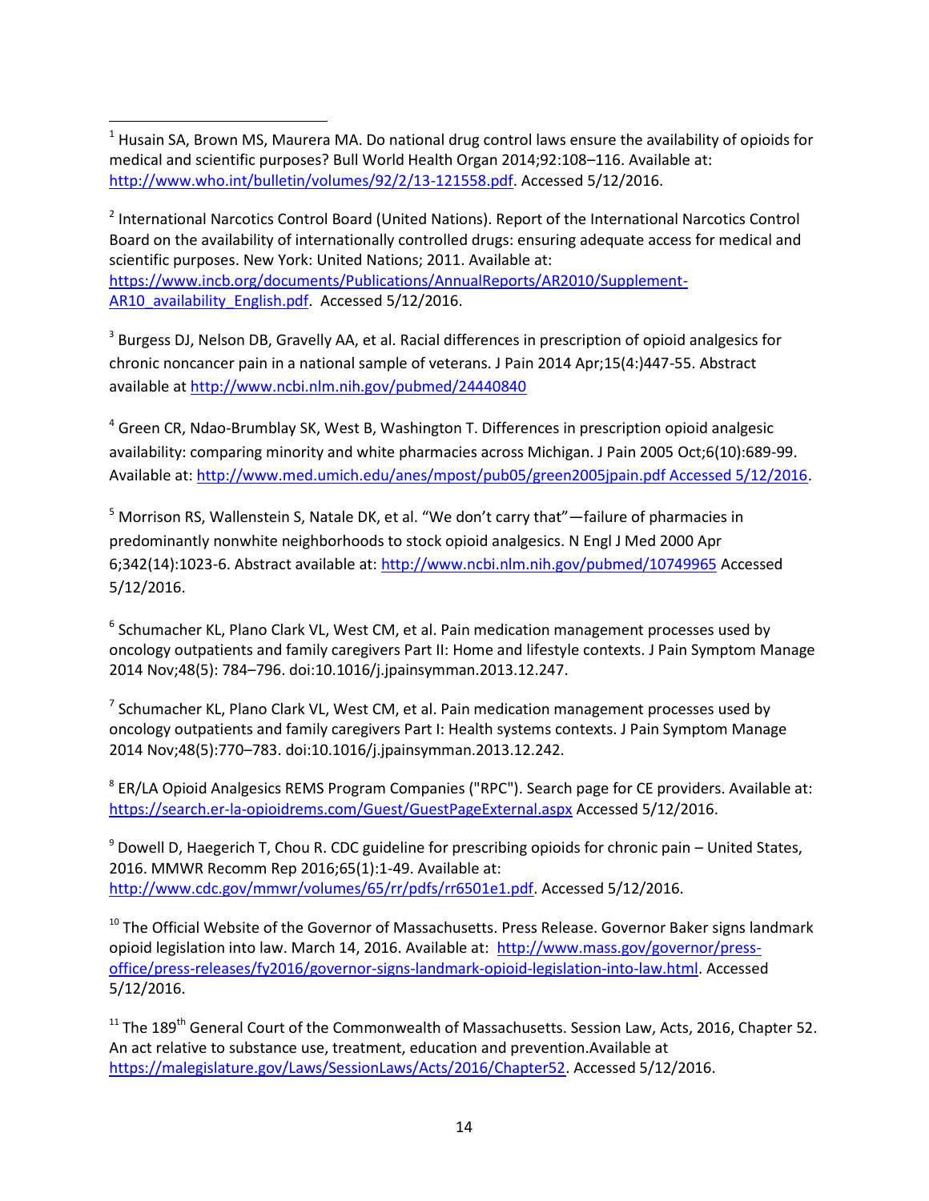[1] Husain SA, Brown MS, Maurera MA. Do national drug control laws ensure the availability of opioids for medical and scientific purposes? Bull World Health Organ 2014;92:108–116. Available at: http://www.who.int/bulletin/volumes/92/2/13-121558.pdf. Accessed 5/12/2016.

[2] International Narcotics Control Board (United Nations). Report of the International Narcotics Control Board on the availability of internationally controlled drugs: ensuring adequate access for medical and scientific purposes. New York: United Nations; 2011. Available at: https://www.incb.org/documents/Publications/AnnualReports/AR2010/Supplement-AR10_availability_English.pdf. Accessed 5/12/2016.

[3] Burgess DJ, Nelson DB, Gravelly AA, et al. Racial differences in prescription of opioid analgesics for chronic noncancer pain in a national sample of veterans. J Pain 2014 Apr;15(4:)447-55. Abstract available at http://www.ncbi.nlm.nih.gov/pubmed/24440840

[4] Green CR, Ndao-Brumblay SK, West B, Washington T. Differences in prescription opioid analgesic availability: comparing minority and white pharmacies across Michigan. J Pain 2005 Oct;6(10):689-99. Available at: http://www.med.umich.edu/anes/mpost/pub05/green2005jpain.pdf Accessed 5/12/2016.

[5] Morrison RS, Wallenstein S, Natale DK, et al. "We don't carry that"—failure of pharmacies in predominantly nonwhite neighborhoods to stock opioid analgesics. N Engl J Med 2000 Apr 6;342(14):1023-6. Abstract available at: http://www.ncbi.nlm.nih.gov/pubmed/10749965 Accessed 5/12/2016.

[6] Schumacher KL, Plano Clark VL, West CM, et al. Pain medication management processes used by oncology outpatients and family caregivers Part II: Home and lifestyle contexts. J Pain Symptom Manage 2014 Nov;48(5): 784–796. doi:10.1016/j.jpainsymman.2013.12.247.

[7] Schumacher KL, Plano Clark VL, West CM, et al. Pain medication management processes used by oncology outpatients and family caregivers Part I: Health systems contexts. J Pain Symptom Manage 2014 Nov;48(5):770–783. doi:10.1016/j.jpainsymman.2013.12.242.

[8] ER/LA Opioid Analgesics REMS Program Companies ("RPC"). Search page for CE providers. Available at: https://search.er-la-opioidrems.com/Guest/GuestPageExternal.aspx Accessed 5/12/2016.

[9] Dowell D, Haegerich T, Chou R. CDC guideline for prescribing opioids for chronic pain – United States, 2016. MMWR Recomm Rep 2016;65(1):1-49. Available at: http://www.cdc.gov/mmwr/volumes/65/rr/pdfs/rr6501e1.pdf. Accessed 5/12/2016.

[10] The Official Website of the Governor of Massachusetts. Press Release. Governor Baker signs landmark opioid legislation into law. March 14, 2016. Available at: http://www.mass.gov/governor/press-office/press-releases/fy2016/governor-signs-landmark-opioid-legislation-into-law.html. Accessed 5/12/2016.

[11] The 189th General Court of the Commonwealth of Massachusetts. Session Law, Acts, 2016, Chapter 52. An act relative to substance use, treatment, education and prevention.Available at https://malegislature.gov/Laws/SessionLaws/Acts/2016/Chapter52. Accessed 5/12/2016.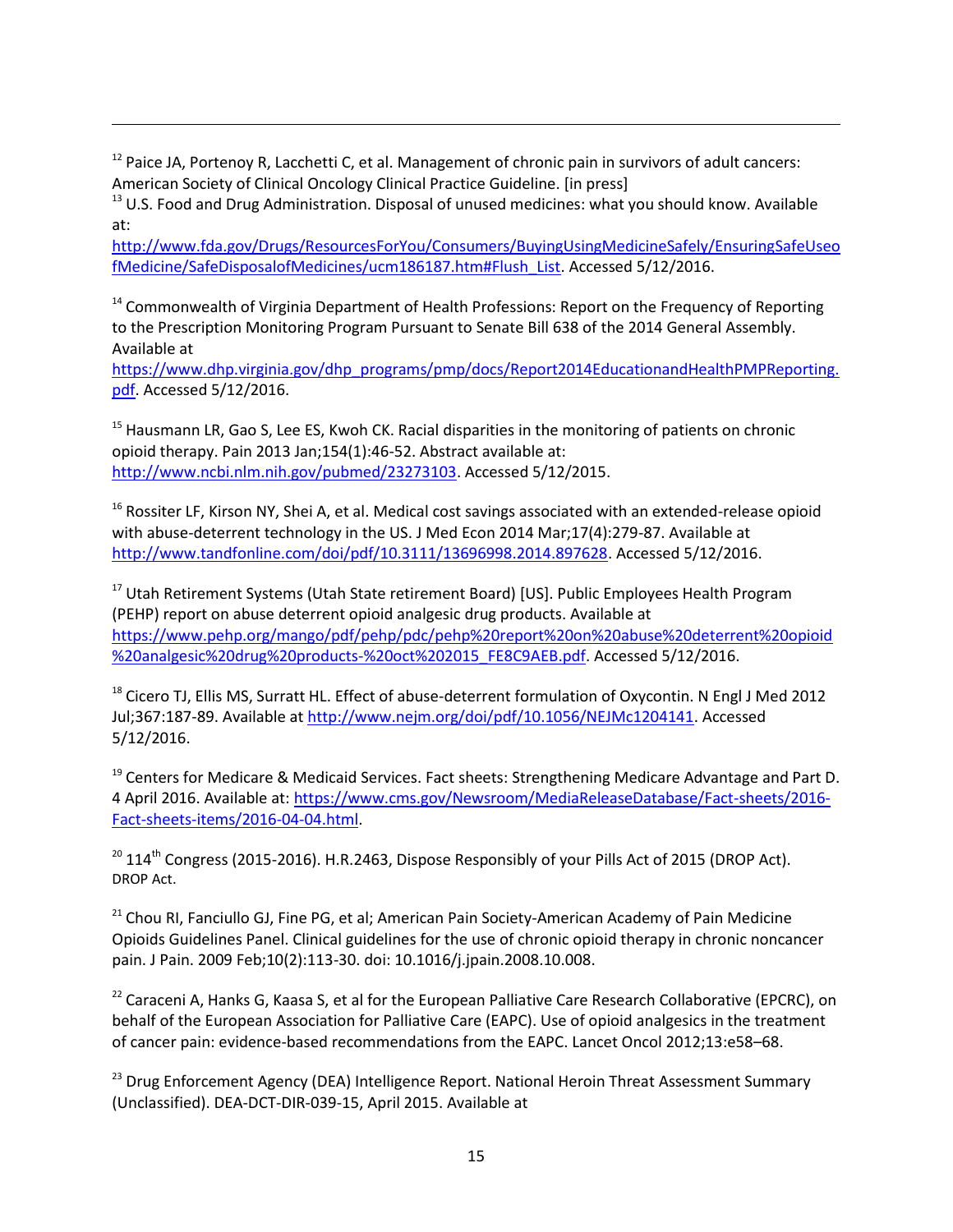[12] Paice JA, Portenoy R, Lacchetti C, et al. Management of chronic pain in survivors of adult cancers: American Society of Clinical Oncology Clinical Practice Guideline. [in press]

[13] U.S. Food and Drug Administration. Disposal of unused medicines: what you should know. Available at: http://www.fda.gov/Drugs/ResourcesForYou/Consumers/BuyingUsingMedicineSafely/EnsuringSafeUseofMedicine/SafeDisposalofMedicines/ucm186187.htm#Flush_List. Accessed 5/12/2016.

[14] Commonwealth of Virginia Department of Health Professions: Report on the Frequency of Reporting to the Prescription Monitoring Program Pursuant to Senate Bill 638 of the 2014 General Assembly. Available at https://www.dhp.virginia.gov/dhp_programs/pmp/docs/Report2014EducationandHealthPMPReporting.pdf. Accessed 5/12/2016.

[15] Hausmann LR, Gao S, Lee ES, Kwoh CK. Racial disparities in the monitoring of patients on chronic opioid therapy. Pain 2013 Jan;154(1):46-52. Abstract available at: http://www.ncbi.nlm.nih.gov/pubmed/23273103. Accessed 5/12/2015.

[16] Rossiter LF, Kirson NY, Shei A, et al. Medical cost savings associated with an extended-release opioid with abuse-deterrent technology in the US. J Med Econ 2014 Mar;17(4):279-87. Available at http://www.tandfonline.com/doi/pdf/10.3111/13696998.2014.897628. Accessed 5/12/2016.

[17] Utah Retirement Systems (Utah State retirement Board) [US]. Public Employees Health Program (PEHP) report on abuse deterrent opioid analgesic drug products. Available at https://www.pehp.org/mango/pdf/pehp/pdc/pehp%20report%20on%20abuse%20deterrent%20opioid%20analgesic%20drug%20products-%20oct%202015_FE8C9AEB.pdf. Accessed 5/12/2016.

[18] Cicero TJ, Ellis MS, Surratt HL. Effect of abuse-deterrent formulation of Oxycontin. N Engl J Med 2012 Jul;367:187-89. Available at http://www.nejm.org/doi/pdf/10.1056/NEJMc1204141. Accessed 5/12/2016.

[19] Centers for Medicare & Medicaid Services. Fact sheets: Strengthening Medicare Advantage and Part D. 4 April 2016. Available at: https://www.cms.gov/Newsroom/MediaReleaseDatabase/Fact-sheets/2016-Fact-sheets-items/2016-04-04.html.

[20] 114th Congress (2015-2016). H.R.2463, Dispose Responsibly of your Pills Act of 2015 (DROP Act). DROP Act.

[21] Chou RI, Fanciullo GJ, Fine PG, et al; American Pain Society-American Academy of Pain Medicine Opioids Guidelines Panel. Clinical guidelines for the use of chronic opioid therapy in chronic noncancer pain. J Pain. 2009 Feb;10(2):113-30. doi: 10.1016/j.jpain.2008.10.008.

[22] Caraceni A, Hanks G, Kaasa S, et al for the European Palliative Care Research Collaborative (EPCRC), on behalf of the European Association for Palliative Care (EAPC). Use of opioid analgesics in the treatment of cancer pain: evidence-based recommendations from the EAPC. Lancet Oncol 2012;13:e58–68.

[23] Drug Enforcement Agency (DEA) Intelligence Report. National Heroin Threat Assessment Summary (Unclassified). DEA-DCT-DIR-039-15, April 2015. Available at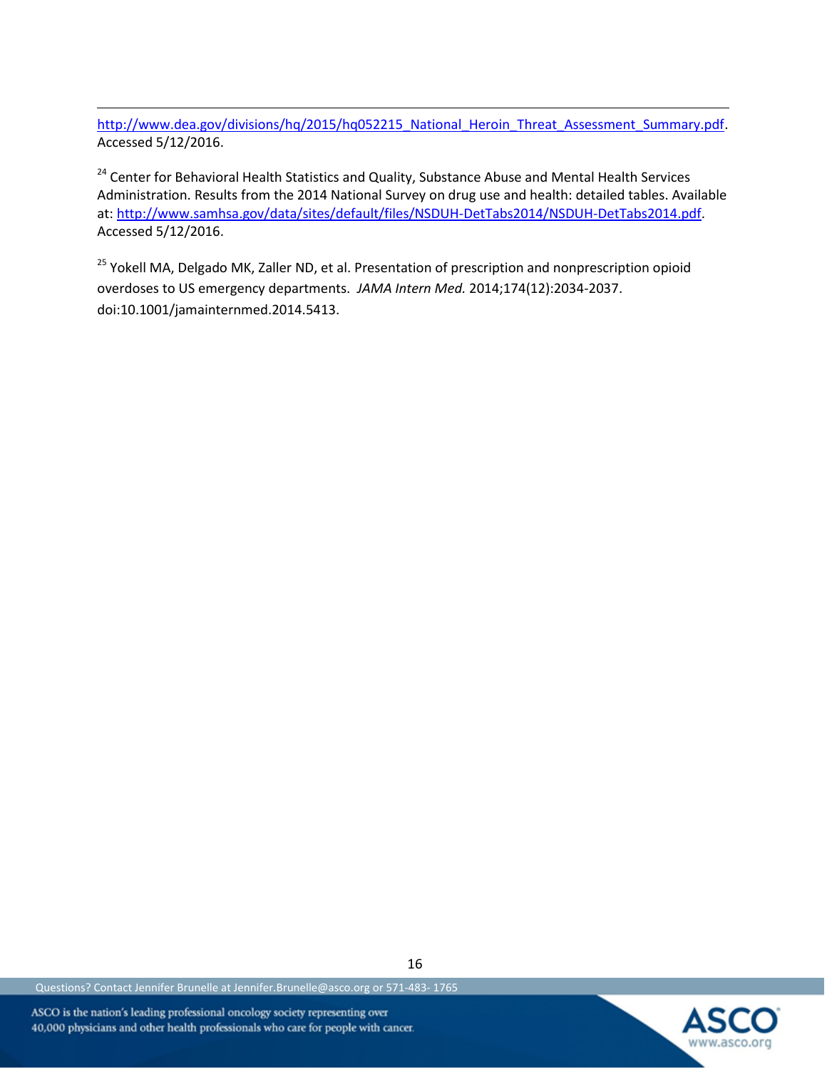http://www.dea.gov/divisions/hq/2015/hq052215_National_Heroin_Threat_Assessment_Summary.pdf. Accessed 5/12/2016.

[24] Center for Behavioral Health Statistics and Quality, Substance Abuse and Mental Health Services Administration. Results from the 2014 National Survey on drug use and health: detailed tables. Available at: http://www.samhsa.gov/data/sites/default/files/NSDUH-DetTabs2014/NSDUH-DetTabs2014.pdf. Accessed 5/12/2016.

[25] Yokell MA, Delgado MK, Zaller ND, et al. Presentation of prescription and nonprescription opioid overdoses to US emergency departments. *JAMA Intern Med.* 2014;174(12):2034-2037. doi:10.1001/jamainternmed.2014.5413.